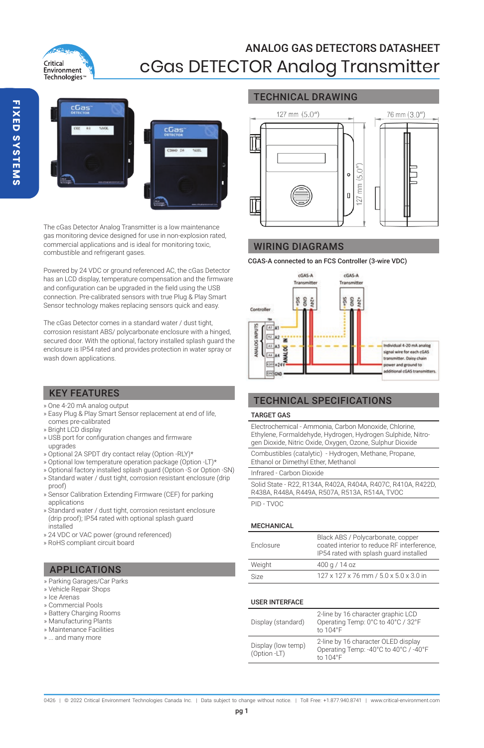# ANALOG GAS DETECTORS DATASHEET

# cGas DETECTOR Analog Transmitter

FIXED SYSTEMS

The cGas Detector Analog Transmitter is a low maintenance gas monitoring device designed for use in non-explosion rated, commercial applications and is ideal for monitoring toxic, combustible and refrigerant gases.

Powered by 24 VDC or ground referenced AC, the cGas Detector has an LCD display, temperature compensation and the firmware and configuration can be upgraded in the field using the USB connection. Pre-calibrated sensors with true Plug & Play Smart Sensor technology makes replacing sensors quick and easy.

The cGas Detector comes in a standard water / dust tight, corrosion resistant ABS/ polycarbonate enclosure with a hinged, secured door. With the optional, factory installed splash guard the enclosure is IP54 rated and provides protection in water spray or wash down applications.

## KEY FEATURES

- One 4-20 mA analog output
- Easy Plug & Play Smart Sensor replacement at end of life, comes pre-calibrated
- Bright LCD display
- USB port for configuration changes and firmware upgrades
- Optional 2A SPDT dry contact relay (Option -RLY)*
- Optional low temperature operation package (Option -LT)*
- Optional factory installed splash guard (Option -S or Option -SN)
- Standard water / dust tight, corrosion resistant enclosure (drip proof)
- Sensor Calibration Extending Firmware (CEF) for parking applications
- Standard water / dust tight, corrosion resistant enclosure (drip proof); IP54 rated with optional splash guard installed
- 24 VDC or VAC power (ground referenced)
- RoHS compliant circuit board

## APPLICATIONS

- Parking Garages/Car Parks
- Vehicle Repair Shops
- Ice Arenas
- Commercial Pools
- Battery Charging Rooms
- Manufacturing Plants
- Maintenance Facilities
- ... and many more

## TECHNICAL DRAWING

127 mm (5.0") — 76 mm (3.0") — 127 mm (5.0")

## WIRING DIAGRAMS

**CGAS-A connected to an FCS Controller (3-wire VDC)**

Individual 4-20 mA analog signal wire for each cGAS transmitter. Daisy chain power and ground to additional cGAS transmitters.

## TECHNICAL SPECIFICATIONS

### TARGET GAS

| |
|---|
| Electrochemical - Ammonia, Carbon Monoxide, Chlorine, Ethylene, Formaldehyde, Hydrogen, Hydrogen Sulphide, Nitrogen Dioxide, Nitric Oxide, Oxygen, Ozone, Sulphur Dioxide |
| Combustibles (catalytic) - Hydrogen, Methane, Propane, Ethanol or Dimethyl Ether, Methanol |
| Infrared - Carbon Dioxide |
| Solid State - R22, R134A, R402A, R404A, R407C, R410A, R422D, R438A, R448A, R449A, R507A, R513A, R514A, TVOC |
| PID - TVOC |

### MECHANICAL

| | |
|---|---|
| Enclosure | Black ABS / Polycarbonate, copper coated interior to reduce RF interference, IP54 rated with splash guard installed |
| Weight | 400 g / 14 oz |
| Size | 127 x 127 x 76 mm / 5.0 x 5.0 x 3.0 in |

### USER INTERFACE

| | |
|---|---|
| Display (standard) | 2-line by 16 character graphic LCD Operating Temp: 0°C to 40°C / 32°F to 104°F |
| Display (low temp) (Option -LT) | 2-line by 16 character OLED display Operating Temp: -40°C to 40°C / -40°F to 104°F |

0426 | © 2022 Critical Environment Technologies Canada Inc. | Data subject to change without notice. | Toll Free: +1.877.940.8741 | www.critical-environment.com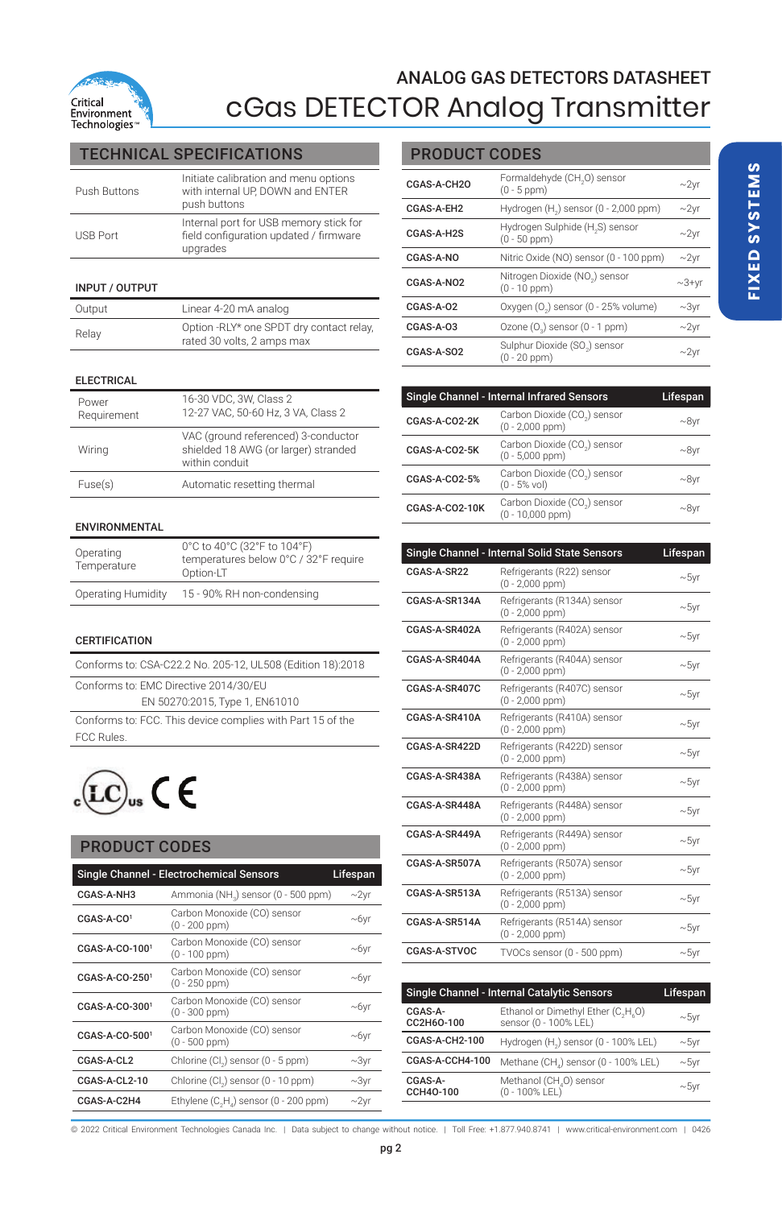# ANALOG GAS DETECTORS DATASHEET

# cGas DETECTOR Analog Transmitter

## TECHNICAL SPECIFICATIONS

| | |
|---|---|
| Push Buttons | Initiate calibration and menu options with internal UP, DOWN and ENTER push buttons |
| USB Port | Internal port for USB memory stick for field configuration updated / firmware upgrades |

### INPUT / OUTPUT

| | |
|---|---|
| Output | Linear 4-20 mA analog |
| Relay | Option -RLY* one SPDT dry contact relay, rated 30 volts, 2 amps max |

### ELECTRICAL

| | |
|---|---|
| Power Requirement | 16-30 VDC, 3W, Class 2<br>12-27 VAC, 50-60 Hz, 3 VA, Class 2 |
| Wiring | VAC (ground referenced) 3-conductor shielded 18 AWG (or larger) stranded within conduit |
| Fuse(s) | Automatic resetting thermal |

### ENVIRONMENTAL

| | |
|---|---|
| Operating Temperature | 0°C to 40°C (32°F to 104°F) temperatures below 0°C / 32°F require Option-LT |
| Operating Humidity | 15 - 90% RH non-condensing |

### CERTIFICATION

Conforms to: CSA-C22.2 No. 205-12, UL508 (Edition 18):2018

Conforms to: EMC Directive 2014/30/EU
EN 50270:2015, Type 1, EN61010

Conforms to: FCC. This device complies with Part 15 of the FCC Rules.

## PRODUCT CODES

| Single Channel - Electrochemical Sensors | | Lifespan |
|---|---|---|
| CGAS-A-NH3 | Ammonia ($NH_3$) sensor (0 - 500 ppm) | ~2yr |
| CGAS-A-CO[1] | Carbon Monoxide (CO) sensor (0 - 200 ppm) | ~6yr |
| CGAS-A-CO-100[1] | Carbon Monoxide (CO) sensor (0 - 100 ppm) | ~6yr |
| CGAS-A-CO-250[1] | Carbon Monoxide (CO) sensor (0 - 250 ppm) | ~6yr |
| CGAS-A-CO-300[1] | Carbon Monoxide (CO) sensor (0 - 300 ppm) | ~6yr |
| CGAS-A-CO-500[1] | Carbon Monoxide (CO) sensor (0 - 500 ppm) | ~6yr |
| CGAS-A-CL2 | Chlorine ($Cl_2$) sensor (0 - 5 ppm) | ~3yr |
| CGAS-A-CL2-10 | Chlorine ($Cl_2$) sensor (0 - 10 ppm) | ~3yr |
| CGAS-A-C2H4 | Ethylene ($C_2H_4$) sensor (0 - 200 ppm) | ~2yr |
| CGAS-A-CH2O | Formaldehyde ($CH_2O$) sensor (0 - 5 ppm) | ~2yr |
| CGAS-A-EH2 | Hydrogen ($H_2$) sensor (0 - 2,000 ppm) | ~2yr |
| CGAS-A-H2S | Hydrogen Sulphide ($H_2S$) sensor (0 - 50 ppm) | ~2yr |
| CGAS-A-NO | Nitric Oxide (NO) sensor (0 - 100 ppm) | ~2yr |
| CGAS-A-NO2 | Nitrogen Dioxide ($NO_2$) sensor (0 - 10 ppm) | ~3+yr |
| CGAS-A-O2 | Oxygen ($O_2$) sensor (0 - 25% volume) | ~3yr |
| CGAS-A-O3 | Ozone ($O_3$) sensor (0 - 1 ppm) | ~2yr |
| CGAS-A-SO2 | Sulphur Dioxide ($SO_2$) sensor (0 - 20 ppm) | ~2yr |

| Single Channel - Internal Infrared Sensors | | Lifespan |
|---|---|---|
| CGAS-A-CO2-2K | Carbon Dioxide ($CO_2$) sensor (0 - 2,000 ppm) | ~8yr |
| CGAS-A-CO2-5K | Carbon Dioxide ($CO_2$) sensor (0 - 5,000 ppm) | ~8yr |
| CGAS-A-CO2-5% | Carbon Dioxide ($CO_2$) sensor (0 - 5% vol) | ~8yr |
| CGAS-A-CO2-10K | Carbon Dioxide ($CO_2$) sensor (0 - 10,000 ppm) | ~8yr |

| Single Channel - Internal Solid State Sensors | | Lifespan |
|---|---|---|
| CGAS-A-SR22 | Refrigerants (R22) sensor (0 - 2,000 ppm) | ~5yr |
| CGAS-A-SR134A | Refrigerants (R134A) sensor (0 - 2,000 ppm) | ~5yr |
| CGAS-A-SR402A | Refrigerants (R402A) sensor (0 - 2,000 ppm) | ~5yr |
| CGAS-A-SR404A | Refrigerants (R404A) sensor (0 - 2,000 ppm) | ~5yr |
| CGAS-A-SR407C | Refrigerants (R407C) sensor (0 - 2,000 ppm) | ~5yr |
| CGAS-A-SR410A | Refrigerants (R410A) sensor (0 - 2,000 ppm) | ~5yr |
| CGAS-A-SR422D | Refrigerants (R422D) sensor (0 - 2,000 ppm) | ~5yr |
| CGAS-A-SR438A | Refrigerants (R438A) sensor (0 - 2,000 ppm) | ~5yr |
| CGAS-A-SR448A | Refrigerants (R448A) sensor (0 - 2,000 ppm) | ~5yr |
| CGAS-A-SR449A | Refrigerants (R449A) sensor (0 - 2,000 ppm) | ~5yr |
| CGAS-A-SR507A | Refrigerants (R507A) sensor (0 - 2,000 ppm) | ~5yr |
| CGAS-A-SR513A | Refrigerants (R513A) sensor (0 - 2,000 ppm) | ~5yr |
| CGAS-A-SR514A | Refrigerants (R514A) sensor (0 - 2,000 ppm) | ~5yr |
| CGAS-A-STVOC | TVOCs sensor (0 - 500 ppm) | ~5yr |

| Single Channel - Internal Catalytic Sensors | | Lifespan |
|---|---|---|
| CGAS-A-CC2H6O-100 | Ethanol or Dimethyl Ether ($C_2H_6O$) sensor (0 - 100% LEL) | ~5yr |
| CGAS-A-CH2-100 | Hydrogen ($H_2$) sensor (0 - 100% LEL) | ~5yr |
| CGAS-A-CCH4-100 | Methane ($CH_4$) sensor (0 - 100% LEL) | ~5yr |
| CGAS-A-CCH4O-100 | Methanol ($CH_4O$) sensor (0 - 100% LEL) | ~5yr |

© 2022 Critical Environment Technologies Canada Inc. | Data subject to change without notice. | Toll Free: +1.877.940.8741 | www.critical-environment.com | 0426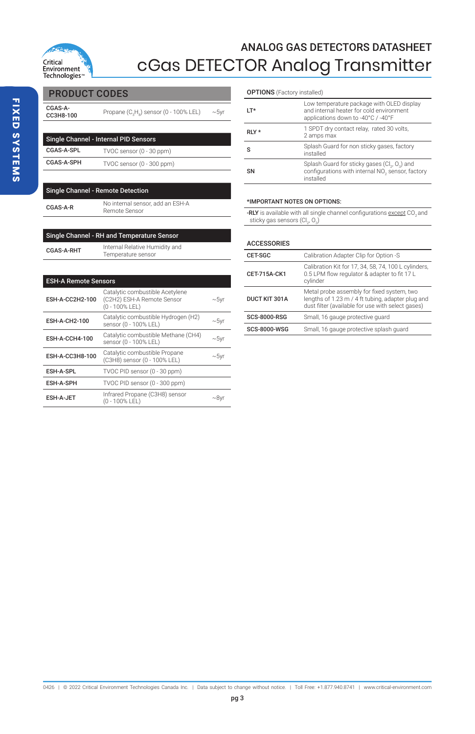# ANALOG GAS DETECTORS DATASHEET

# cGas DETECTOR Analog Transmitter

FIXED SYSTEMS

## PRODUCT CODES

| | | |
|---|---|---|
| **CGAS-A-CC3H8-100** | Propane ($C_3H_8$) sensor (0 - 100% LEL) | ~5yr |

| Single Channel - Internal PID Sensors | | |
|---|---|---|
| **CGAS-A-SPL** | TVOC sensor (0 - 30 ppm) | |
| **CGAS-A-SPH** | TVOC sensor (0 - 300 ppm) | |

| Single Channel - Remote Detection | | |
|---|---|---|
| **CGAS-A-R** | No internal sensor, add an ESH-A Remote Sensor | |

| Single Channel - RH and Temperature Sensor | | |
|---|---|---|
| **CGAS-A-RHT** | Internal Relative Humidity and Temperature sensor | |

| ESH-A Remote Sensors | | |
|---|---|---|
| **ESH-A-CC2H2-100** | Catalytic combustible Acetylene (C2H2) ESH-A Remote Sensor (0 - 100% LEL) | ~5yr |
| **ESH-A-CH2-100** | Catalytic combustible Hydrogen (H2) sensor (0 - 100% LEL) | ~5yr |
| **ESH-A-CCH4-100** | Catalytic combustible Methane (CH4) sensor (0 - 100% LEL) | ~5yr |
| **ESH-A-CC3H8-100** | Catalytic combustible Propane (C3H8) sensor (0 - 100% LEL) | ~5yr |
| **ESH-A-SPL** | TVOC PID sensor (0 - 30 ppm) | |
| **ESH-A-SPH** | TVOC PID sensor (0 - 300 ppm) | |
| **ESH-A-JET** | Infrared Propane (C3H8) sensor (0 - 100% LEL) | ~8yr |

## OPTIONS (Factory installed)

| | |
|---|---|
| **LT*** | Low temperature package with OLED display and internal heater for cold environment applications down to -40°C / -40°F |
| **RLY *** | 1 SPDT dry contact relay, rated 30 volts, 2 amps max |
| **S** | Splash Guard for non sticky gases, factory installed |
| **SN** | Splash Guard for sticky gases ($Cl_2$, $O_3$) and configurations with internal $NO_2$ sensor, factory installed |

### *IMPORTANT NOTES ON OPTIONS:

**-RLY** is available with all single channel configurations except $CO_2$ and sticky gas sensors ($Cl_2$, $O_3$)

## ACCESSORIES

| | |
|---|---|
| **CET-SGC** | Calibration Adapter Clip for Option -S |
| **CET-715A-CK1** | Calibration Kit for 17, 34, 58, 74, 100 L cylinders, 0.5 LPM flow regulator & adapter to fit 17 L cylinder |
| **DUCT KIT 301A** | Metal probe assembly for fixed system, two lengths of 1.23 m / 4 ft tubing, adapter plug and dust filter (available for use with select gases) |
| **SCS-8000-RSG** | Small, 16 gauge protective guard |
| **SCS-8000-WSG** | Small, 16 gauge protective splash guard |

0426 | © 2022 Critical Environment Technologies Canada Inc. | Data subject to change without notice. | Toll Free: +1.877.940.8741 | www.critical-environment.com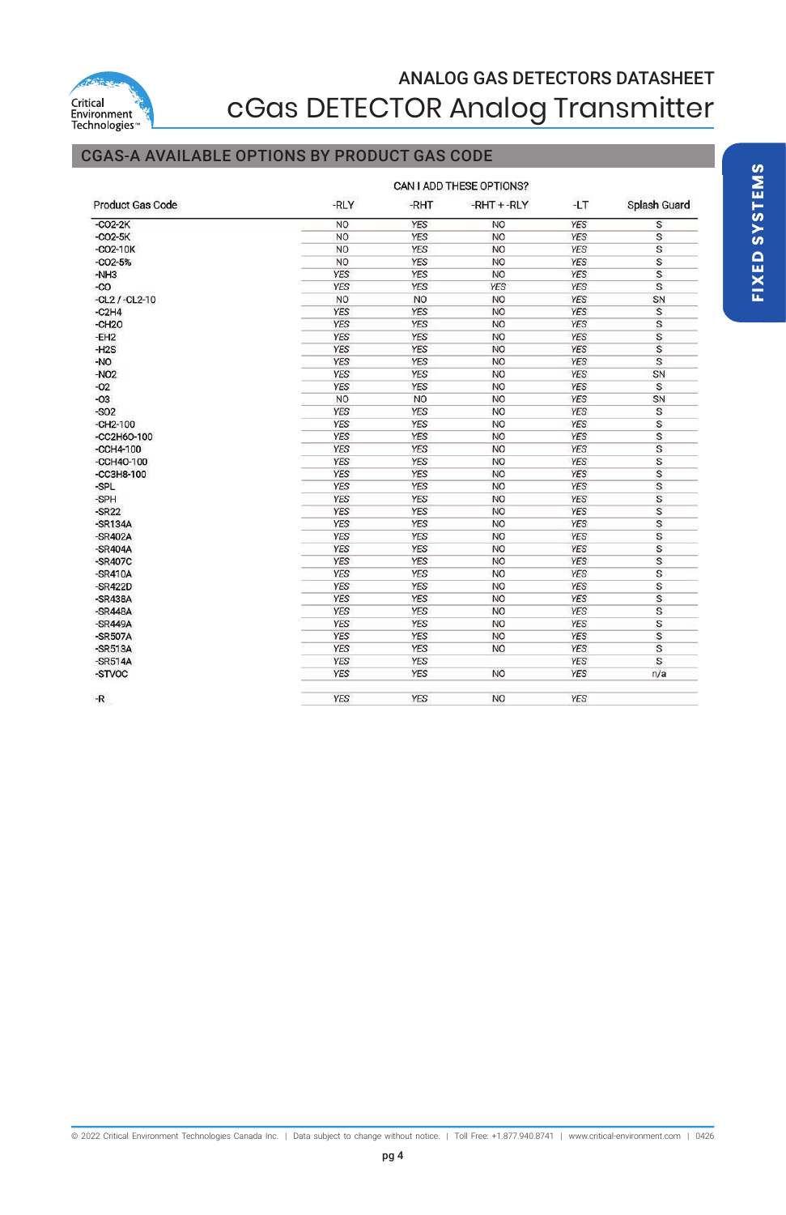## CGAS-A AVAILABLE OPTIONS BY PRODUCT GAS CODE

| | CAN I ADD THESE OPTIONS? | | | | |
|---|---|---|---|---|---|
| Product Gas Code | -RLY | -RHT | -RHT + -RLY | -LT | Splash Guard |
| -CO2-2K | NO | YES | NO | YES | S |
| -CO2-5K | NO | YES | NO | YES | S |
| -CO2-10K | NO | YES | NO | YES | S |
| -CO2-5% | NO | YES | NO | YES | S |
| -NH3 | YES | YES | NO | YES | S |
| -CO | YES | YES | YES | YES | S |
| -CL2 / -CL2-10 | NO | NO | NO | YES | SN |
| -C2H4 | YES | YES | NO | YES | S |
| -CH2O | YES | YES | NO | YES | S |
| -EH2 | YES | YES | NO | YES | S |
| -H2S | YES | YES | NO | YES | S |
| -NO | YES | YES | NO | YES | S |
| -NO2 | YES | YES | NO | YES | SN |
| -O2 | YES | YES | NO | YES | S |
| -O3 | NO | NO | NO | YES | SN |
| -SO2 | YES | YES | NO | YES | S |
| -CH2-100 | YES | YES | NO | YES | S |
| -CC2H6O-100 | YES | YES | NO | YES | S |
| -CCH4-100 | YES | YES | NO | YES | S |
| -CCH4O-100 | YES | YES | NO | YES | S |
| -CC3H8-100 | YES | YES | NO | YES | S |
| -SPL | YES | YES | NO | YES | S |
| -SPH | YES | YES | NO | YES | S |
| -SR22 | YES | YES | NO | YES | S |
| -SR134A | YES | YES | NO | YES | S |
| -SR402A | YES | YES | NO | YES | S |
| -SR404A | YES | YES | NO | YES | S |
| -SR407C | YES | YES | NO | YES | S |
| -SR410A | YES | YES | NO | YES | S |
| -SR422D | YES | YES | NO | YES | S |
| -SR438A | YES | YES | NO | YES | S |
| -SR448A | YES | YES | NO | YES | S |
| -SR449A | YES | YES | NO | YES | S |
| -SR507A | YES | YES | NO | YES | S |
| -SR513A | YES | YES | NO | YES | S |
| -SR514A | YES | YES | | YES | S |
| -STVOC | YES | YES | NO | YES | n/a |
| -R | YES | YES | NO | YES | |